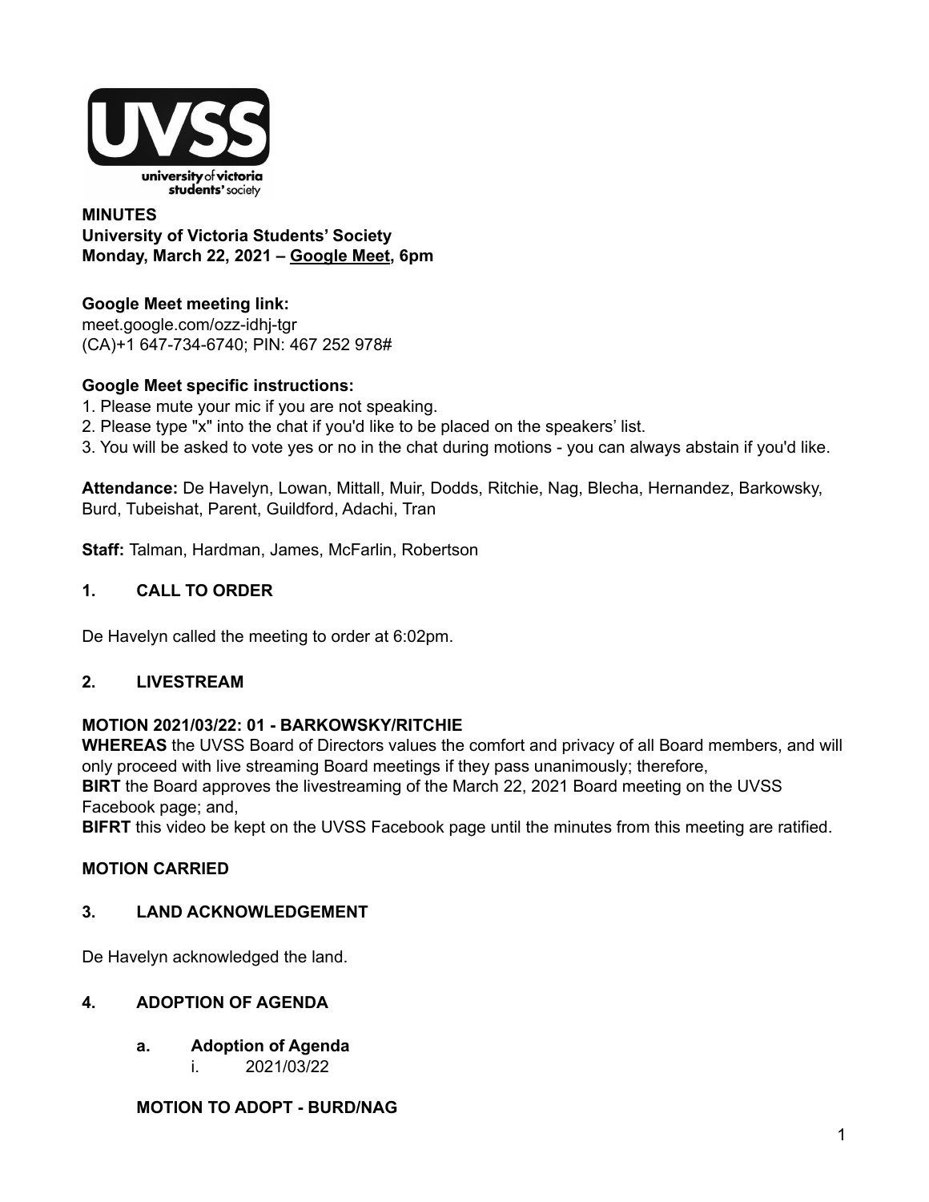**MINUTES**
**University of Victoria Students' Society**
**Monday, March 22, 2021 – Google Meet, 6pm**

**Google Meet meeting link:**
meet.google.com/ozz-idhj-tgr
(CA)+1 647-734-6740; PIN: 467 252 978#

**Google Meet specific instructions:**
1. Please mute your mic if you are not speaking.
2. Please type "x" into the chat if you'd like to be placed on the speakers' list.
3. You will be asked to vote yes or no in the chat during motions - you can always abstain if you'd like.

**Attendance:** De Havelyn, Lowan, Mittall, Muir, Dodds, Ritchie, Nag, Blecha, Hernandez, Barkowsky, Burd, Tubeishat, Parent, Guildford, Adachi, Tran

**Staff:** Talman, Hardman, James, McFarlin, Robertson

## 1. CALL TO ORDER

De Havelyn called the meeting to order at 6:02pm.

## 2. LIVESTREAM

**MOTION 2021/03/22: 01 - BARKOWSKY/RITCHIE**
**WHEREAS** the UVSS Board of Directors values the comfort and privacy of all Board members, and will only proceed with live streaming Board meetings if they pass unanimously; therefore,
**BIRT** the Board approves the livestreaming of the March 22, 2021 Board meeting on the UVSS Facebook page; and,
**BIFRT** this video be kept on the UVSS Facebook page until the minutes from this meeting are ratified.

**MOTION CARRIED**

## 3. LAND ACKNOWLEDGEMENT

De Havelyn acknowledged the land.

## 4. ADOPTION OF AGENDA

### a. Adoption of Agenda

i. 2021/03/22

**MOTION TO ADOPT - BURD/NAG**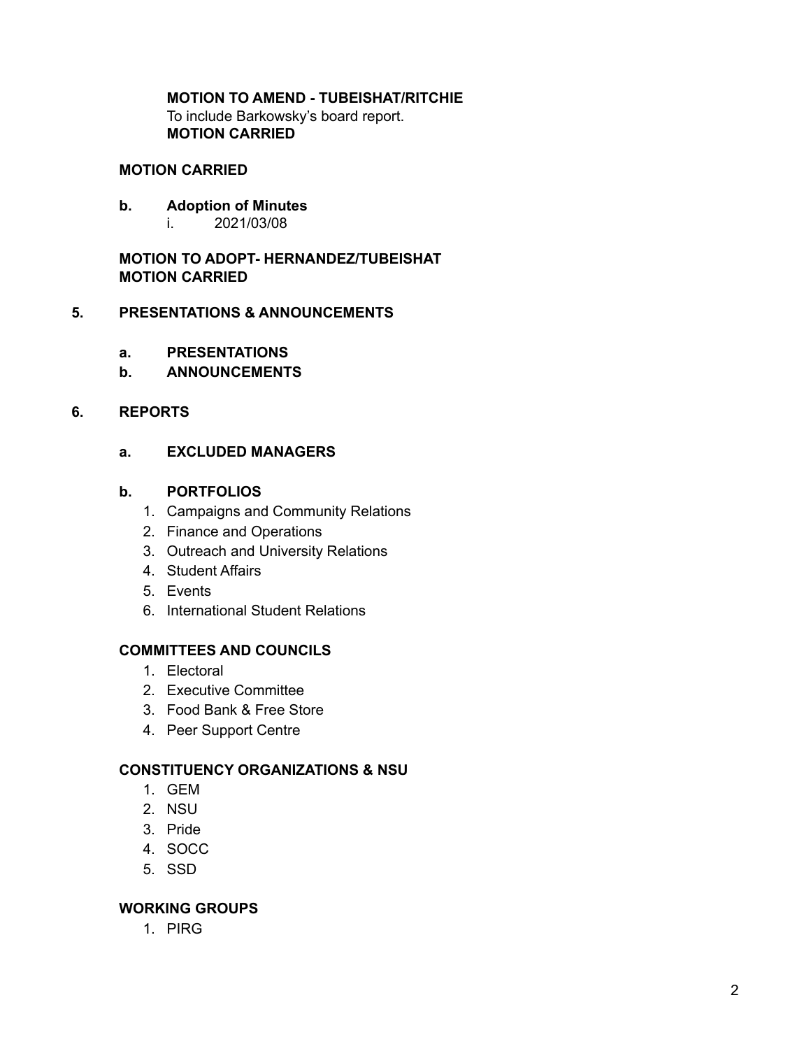**MOTION TO AMEND - TUBEISHAT/RITCHIE**
To include Barkowsky's board report.
**MOTION CARRIED**

**MOTION CARRIED**

**b. Adoption of Minutes**

i. 2021/03/08

**MOTION TO ADOPT- HERNANDEZ/TUBEISHAT**
**MOTION CARRIED**

## 5. PRESENTATIONS & ANNOUNCEMENTS

### a. PRESENTATIONS

### b. ANNOUNCEMENTS

## 6. REPORTS

### a. EXCLUDED MANAGERS

### b. PORTFOLIOS

1. Campaigns and Community Relations
2. Finance and Operations
3. Outreach and University Relations
4. Student Affairs
5. Events
6. International Student Relations

### COMMITTEES AND COUNCILS

1. Electoral
2. Executive Committee
3. Food Bank & Free Store
4. Peer Support Centre

### CONSTITUENCY ORGANIZATIONS & NSU

1. GEM
2. NSU
3. Pride
4. SOCC
5. SSD

### WORKING GROUPS

1. PIRG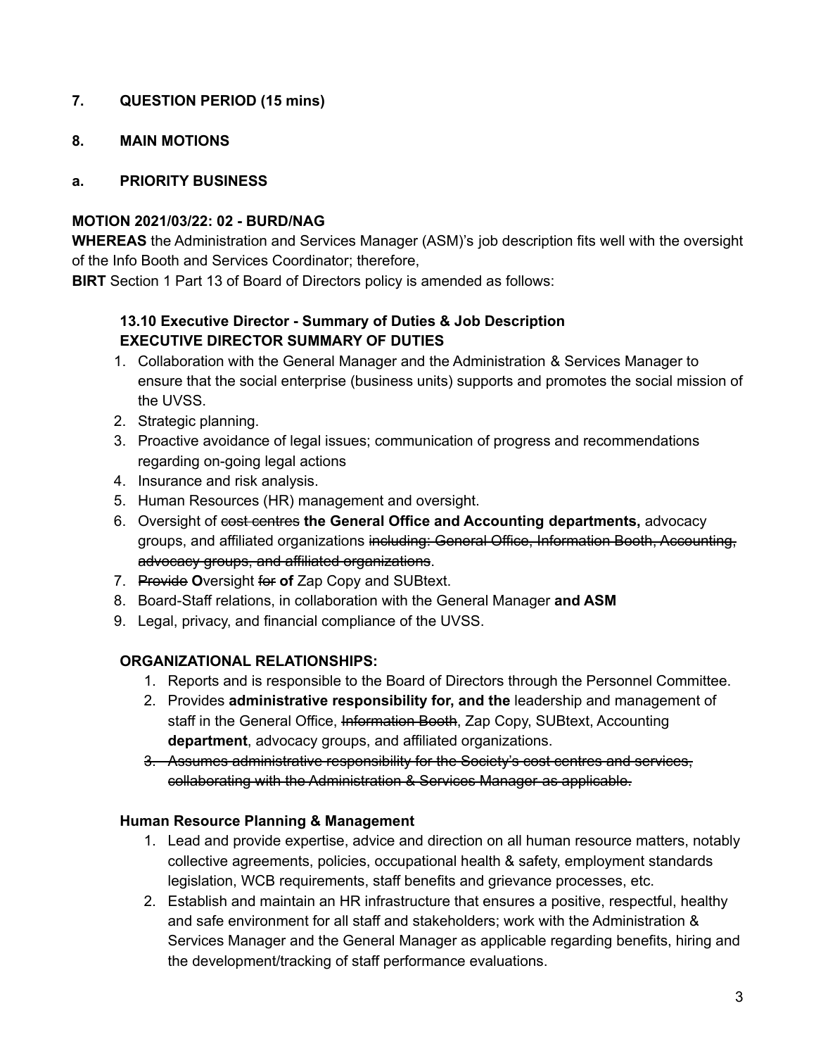**7. QUESTION PERIOD (15 mins)**

**8. MAIN MOTIONS**

**a. PRIORITY BUSINESS**

**MOTION 2021/03/22: 02 - BURD/NAG**
**WHEREAS** the Administration and Services Manager (ASM)'s job description fits well with the oversight of the Info Booth and Services Coordinator; therefore,
**BIRT** Section 1 Part 13 of Board of Directors policy is amended as follows:

**13.10 Executive Director - Summary of Duties & Job Description**
**EXECUTIVE DIRECTOR SUMMARY OF DUTIES**

1. Collaboration with the General Manager and the Administration & Services Manager to ensure that the social enterprise (business units) supports and promotes the social mission of the UVSS.
2. Strategic planning.
3. Proactive avoidance of legal issues; communication of progress and recommendations regarding on-going legal actions
4. Insurance and risk analysis.
5. Human Resources (HR) management and oversight.
6. Oversight of ~~cost centres~~ **the General Office and Accounting departments,** advocacy groups, and affiliated organizations ~~including: General Office, Information Booth, Accounting, advocacy groups, and affiliated organizations~~.
7. ~~Provide~~ **O**versight ~~for~~ **of** Zap Copy and SUBtext.
8. Board-Staff relations, in collaboration with the General Manager **and ASM**
9. Legal, privacy, and financial compliance of the UVSS.

**ORGANIZATIONAL RELATIONSHIPS:**

1. Reports and is responsible to the Board of Directors through the Personnel Committee.
2. Provides **administrative responsibility for, and the** leadership and management of staff in the General Office, ~~Information Booth~~, Zap Copy, SUBtext, Accounting **department**, advocacy groups, and affiliated organizations.
3. ~~Assumes administrative responsibility for the Society's cost centres and services, collaborating with the Administration & Services Manager as applicable.~~

**Human Resource Planning & Management**

1. Lead and provide expertise, advice and direction on all human resource matters, notably collective agreements, policies, occupational health & safety, employment standards legislation, WCB requirements, staff benefits and grievance processes, etc.
2. Establish and maintain an HR infrastructure that ensures a positive, respectful, healthy and safe environment for all staff and stakeholders; work with the Administration & Services Manager and the General Manager as applicable regarding benefits, hiring and the development/tracking of staff performance evaluations.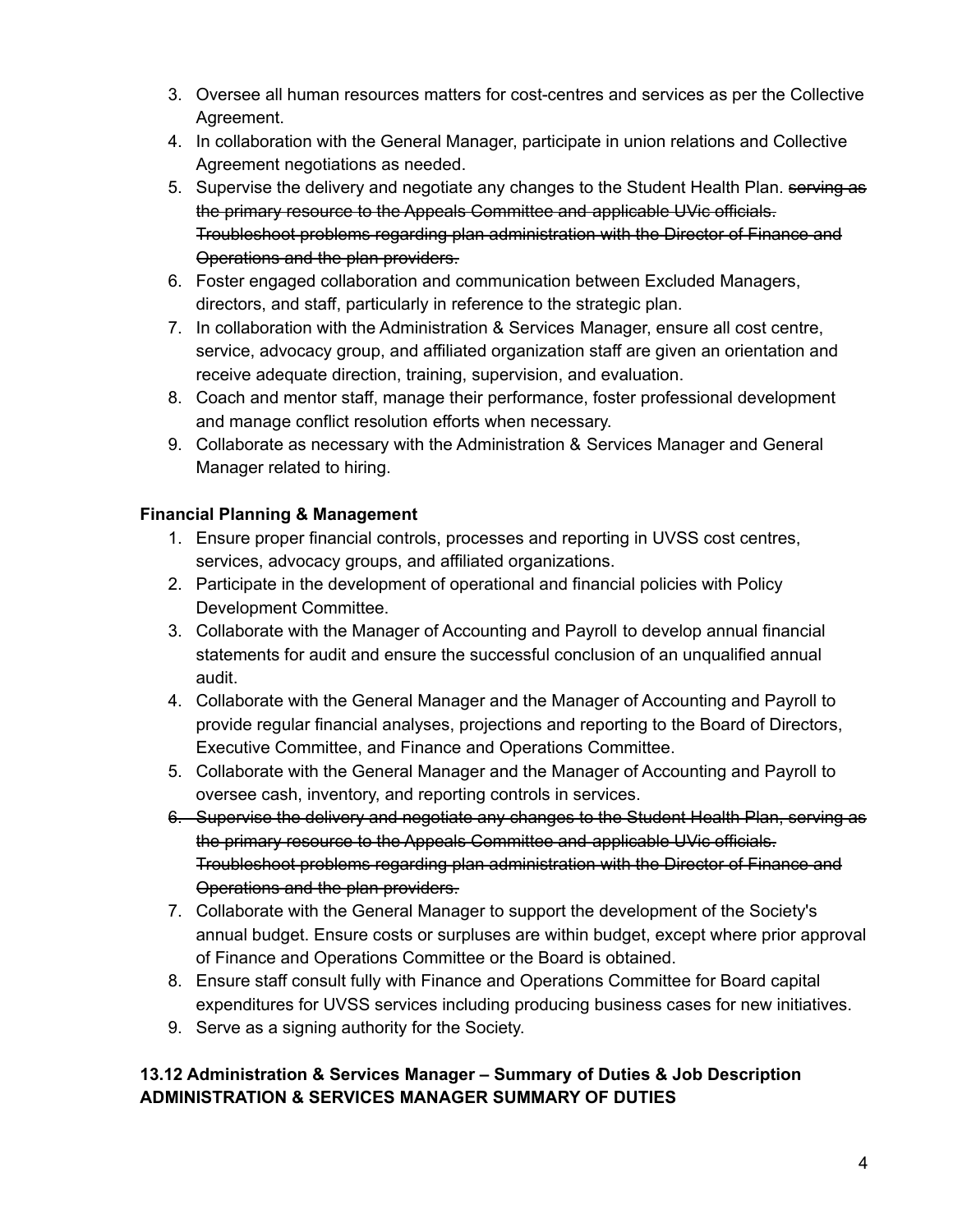3. Oversee all human resources matters for cost-centres and services as per the Collective Agreement.
4. In collaboration with the General Manager, participate in union relations and Collective Agreement negotiations as needed.
5. Supervise the delivery and negotiate any changes to the Student Health Plan. ~~serving as the primary resource to the Appeals Committee and applicable UVic officials. Troubleshoot problems regarding plan administration with the Director of Finance and Operations and the plan providers.~~
6. Foster engaged collaboration and communication between Excluded Managers, directors, and staff, particularly in reference to the strategic plan.
7. In collaboration with the Administration & Services Manager, ensure all cost centre, service, advocacy group, and affiliated organization staff are given an orientation and receive adequate direction, training, supervision, and evaluation.
8. Coach and mentor staff, manage their performance, foster professional development and manage conflict resolution efforts when necessary.
9. Collaborate as necessary with the Administration & Services Manager and General Manager related to hiring.

**Financial Planning & Management**

1. Ensure proper financial controls, processes and reporting in UVSS cost centres, services, advocacy groups, and affiliated organizations.
2. Participate in the development of operational and financial policies with Policy Development Committee.
3. Collaborate with the Manager of Accounting and Payroll to develop annual financial statements for audit and ensure the successful conclusion of an unqualified annual audit.
4. Collaborate with the General Manager and the Manager of Accounting and Payroll to provide regular financial analyses, projections and reporting to the Board of Directors, Executive Committee, and Finance and Operations Committee.
5. Collaborate with the General Manager and the Manager of Accounting and Payroll to oversee cash, inventory, and reporting controls in services.
6. ~~Supervise the delivery and negotiate any changes to the Student Health Plan, serving as the primary resource to the Appeals Committee and applicable UVic officials. Troubleshoot problems regarding plan administration with the Director of Finance and Operations and the plan providers.~~
7. Collaborate with the General Manager to support the development of the Society's annual budget. Ensure costs or surpluses are within budget, except where prior approval of Finance and Operations Committee or the Board is obtained.
8. Ensure staff consult fully with Finance and Operations Committee for Board capital expenditures for UVSS services including producing business cases for new initiatives.
9. Serve as a signing authority for the Society.

**13.12 Administration & Services Manager – Summary of Duties & Job Description**
**ADMINISTRATION & SERVICES MANAGER SUMMARY OF DUTIES**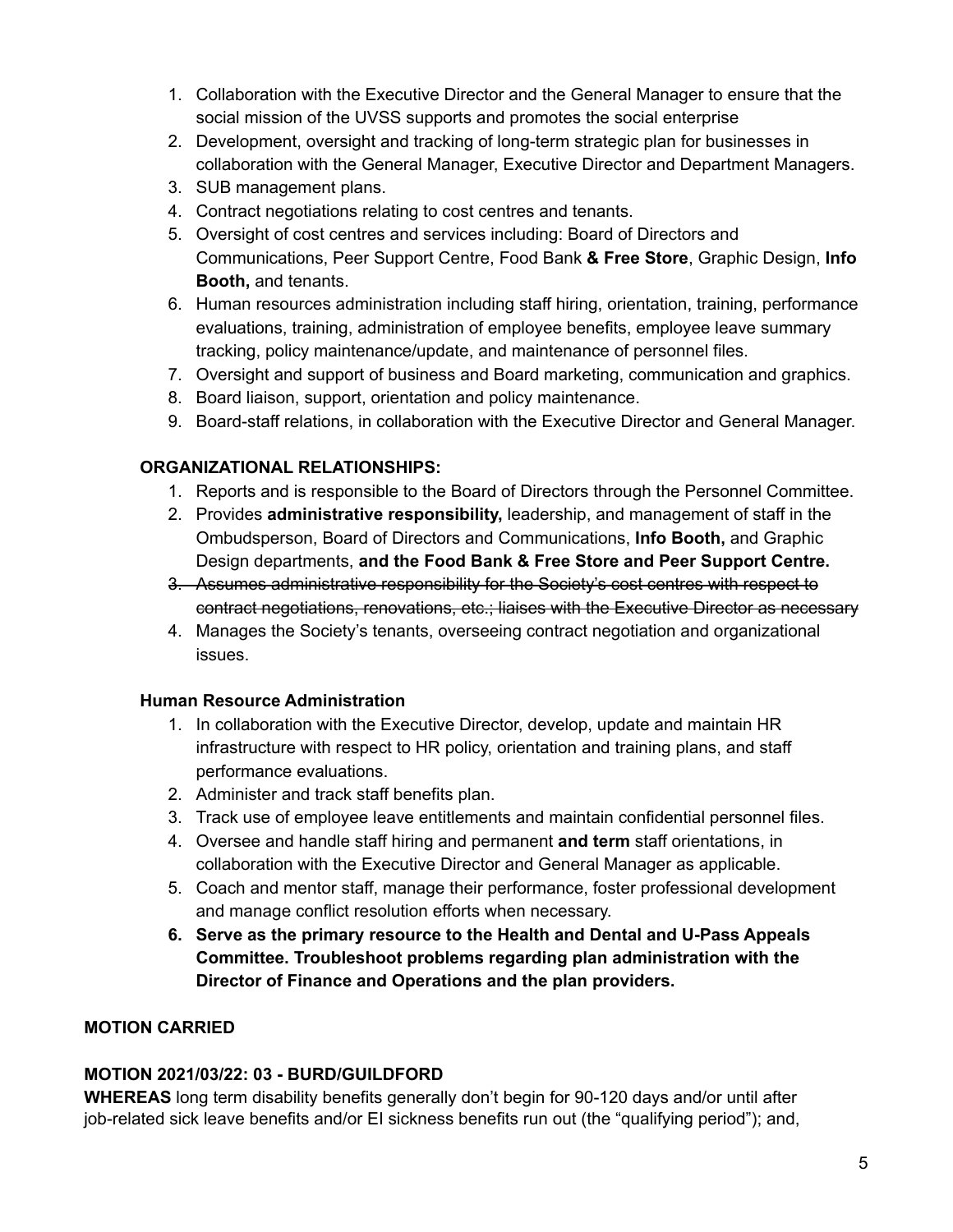1. Collaboration with the Executive Director and the General Manager to ensure that the social mission of the UVSS supports and promotes the social enterprise
2. Development, oversight and tracking of long-term strategic plan for businesses in collaboration with the General Manager, Executive Director and Department Managers.
3. SUB management plans.
4. Contract negotiations relating to cost centres and tenants.
5. Oversight of cost centres and services including: Board of Directors and Communications, Peer Support Centre, Food Bank **& Free Store**, Graphic Design, **Info Booth,** and tenants.
6. Human resources administration including staff hiring, orientation, training, performance evaluations, training, administration of employee benefits, employee leave summary tracking, policy maintenance/update, and maintenance of personnel files.
7. Oversight and support of business and Board marketing, communication and graphics.
8. Board liaison, support, orientation and policy maintenance.
9. Board-staff relations, in collaboration with the Executive Director and General Manager.

**ORGANIZATIONAL RELATIONSHIPS:**

1. Reports and is responsible to the Board of Directors through the Personnel Committee.
2. Provides **administrative responsibility,** leadership, and management of staff in the Ombudsperson, Board of Directors and Communications, **Info Booth,** and Graphic Design departments, **and the Food Bank & Free Store and Peer Support Centre.**
3. ~~Assumes administrative responsibility for the Society's cost centres with respect to contract negotiations, renovations, etc.; liaises with the Executive Director as necessary~~
4. Manages the Society's tenants, overseeing contract negotiation and organizational issues.

**Human Resource Administration**

1. In collaboration with the Executive Director, develop, update and maintain HR infrastructure with respect to HR policy, orientation and training plans, and staff performance evaluations.
2. Administer and track staff benefits plan.
3. Track use of employee leave entitlements and maintain confidential personnel files.
4. Oversee and handle staff hiring and permanent **and term** staff orientations, in collaboration with the Executive Director and General Manager as applicable.
5. Coach and mentor staff, manage their performance, foster professional development and manage conflict resolution efforts when necessary.
6. **Serve as the primary resource to the Health and Dental and U-Pass Appeals Committee. Troubleshoot problems regarding plan administration with the Director of Finance and Operations and the plan providers.**

**MOTION CARRIED**

**MOTION 2021/03/22: 03 - BURD/GUILDFORD**

**WHEREAS** long term disability benefits generally don't begin for 90-120 days and/or until after job-related sick leave benefits and/or EI sickness benefits run out (the "qualifying period"); and,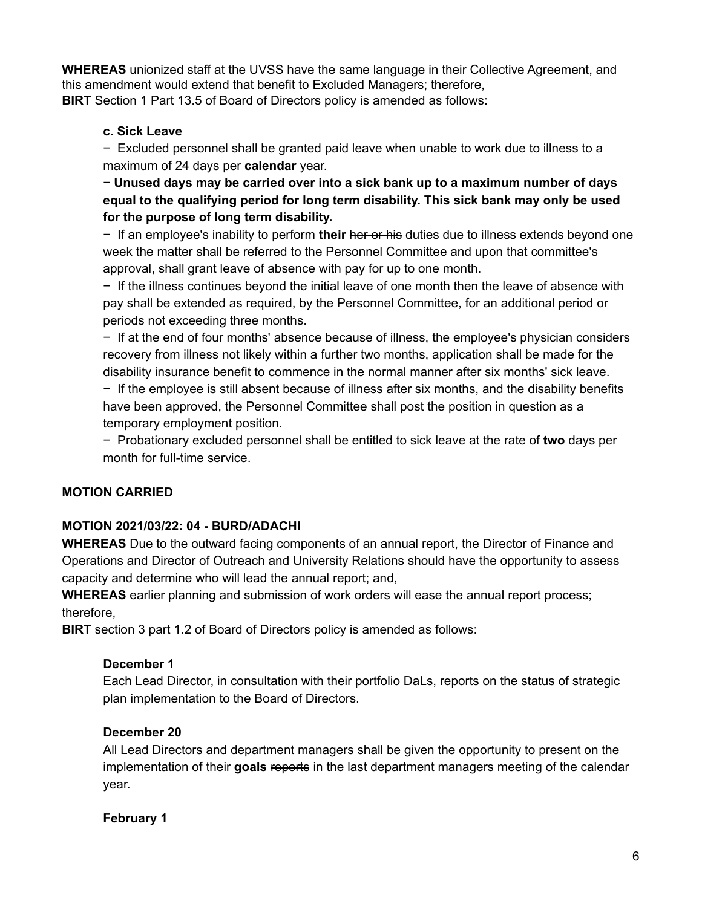**WHEREAS** unionized staff at the UVSS have the same language in their Collective Agreement, and this amendment would extend that benefit to Excluded Managers; therefore,
**BIRT** Section 1 Part 13.5 of Board of Directors policy is amended as follows:

> **c. Sick Leave**
>
> − Excluded personnel shall be granted paid leave when unable to work due to illness to a maximum of 24 days per **calendar** year.
>
> − **Unused days may be carried over into a sick bank up to a maximum number of days equal to the qualifying period for long term disability. This sick bank may only be used for the purpose of long term disability.**
>
> − If an employee's inability to perform **their** ~~her or his~~ duties due to illness extends beyond one week the matter shall be referred to the Personnel Committee and upon that committee's approval, shall grant leave of absence with pay for up to one month.
>
> − If the illness continues beyond the initial leave of one month then the leave of absence with pay shall be extended as required, by the Personnel Committee, for an additional period or periods not exceeding three months.
>
> − If at the end of four months' absence because of illness, the employee's physician considers recovery from illness not likely within a further two months, application shall be made for the disability insurance benefit to commence in the normal manner after six months' sick leave.
>
> − If the employee is still absent because of illness after six months, and the disability benefits have been approved, the Personnel Committee shall post the position in question as a temporary employment position.
>
> − Probationary excluded personnel shall be entitled to sick leave at the rate of **two** days per month for full-time service.

**MOTION CARRIED**

**MOTION 2021/03/22: 04 - BURD/ADACHI**
**WHEREAS** Due to the outward facing components of an annual report, the Director of Finance and Operations and Director of Outreach and University Relations should have the opportunity to assess capacity and determine who will lead the annual report; and,
**WHEREAS** earlier planning and submission of work orders will ease the annual report process; therefore,
**BIRT** section 3 part 1.2 of Board of Directors policy is amended as follows:

> **December 1**
>
> Each Lead Director, in consultation with their portfolio DaLs, reports on the status of strategic plan implementation to the Board of Directors.
>
> **December 20**
>
> All Lead Directors and department managers shall be given the opportunity to present on the implementation of their **goals** ~~reports~~ in the last department managers meeting of the calendar year.
>
> **February 1**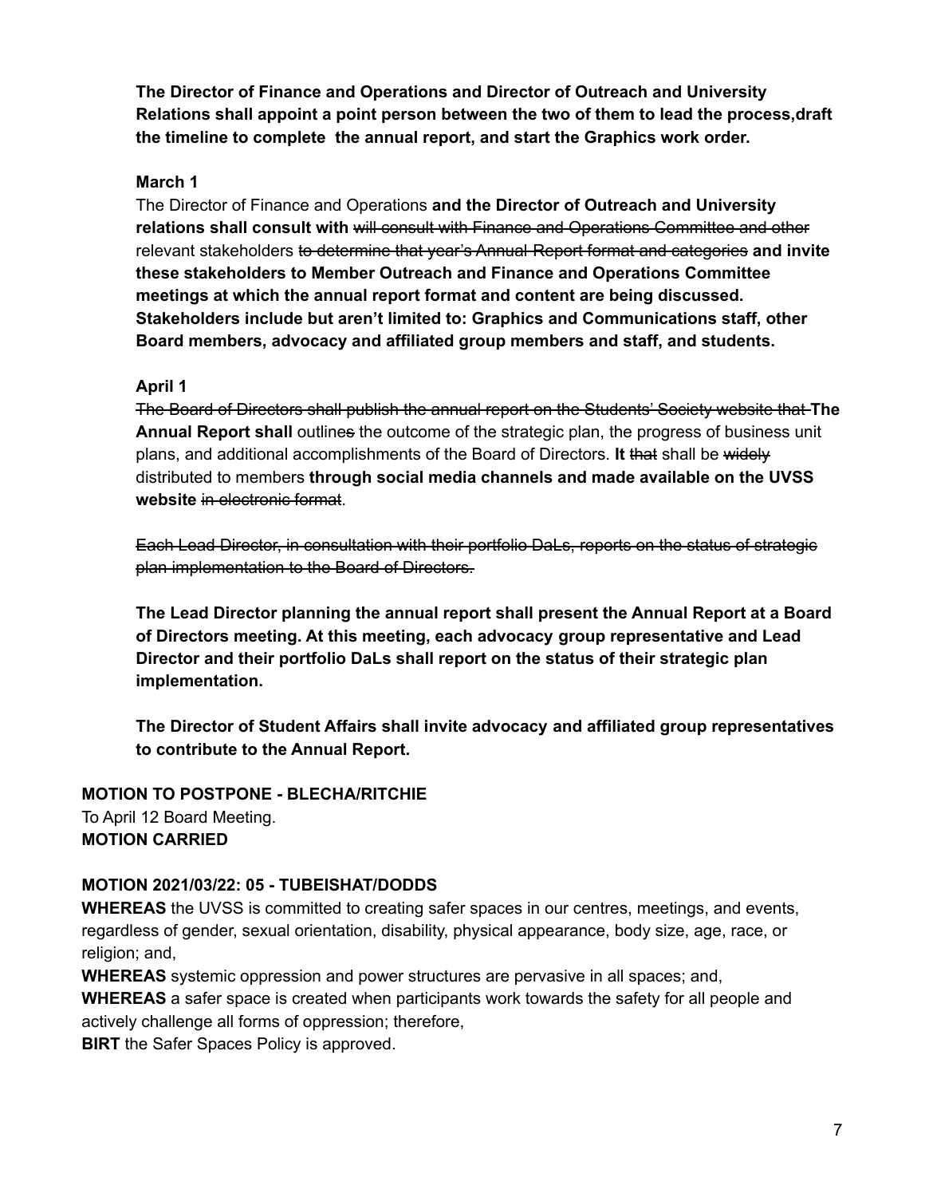**The Director of Finance and Operations and Director of Outreach and University Relations shall appoint a point person between the two of them to lead the process,draft the timeline to complete the annual report, and start the Graphics work order.**

**March 1**

The Director of Finance and Operations **and the Director of Outreach and University relations shall consult with** ~~will consult with Finance and Operations Committee and other~~ relevant stakeholders ~~to determine that year's Annual Report format and categories~~ **and invite these stakeholders to Member Outreach and Finance and Operations Committee meetings at which the annual report format and content are being discussed. Stakeholders include but aren't limited to: Graphics and Communications staff, other Board members, advocacy and affiliated group members and staff, and students.**

**April 1**

~~The Board of Directors shall publish the annual report on the Students' Society website that~~ **The Annual Report shall** outline~~s~~ the outcome of the strategic plan, the progress of business unit plans, and additional accomplishments of the Board of Directors. **It** ~~that~~ shall be ~~widely~~ distributed to members **through social media channels and made available on the UVSS website** ~~in electronic format~~.

~~Each Lead Director, in consultation with their portfolio DaLs, reports on the status of strategic plan implementation to the Board of Directors.~~

**The Lead Director planning the annual report shall present the Annual Report at a Board of Directors meeting. At this meeting, each advocacy group representative and Lead Director and their portfolio DaLs shall report on the status of their strategic plan implementation.**

**The Director of Student Affairs shall invite advocacy and affiliated group representatives to contribute to the Annual Report.**

**MOTION TO POSTPONE - BLECHA/RITCHIE**

To April 12 Board Meeting.

**MOTION CARRIED**

**MOTION 2021/03/22: 05 - TUBEISHAT/DODDS**

**WHEREAS** the UVSS is committed to creating safer spaces in our centres, meetings, and events, regardless of gender, sexual orientation, disability, physical appearance, body size, age, race, or religion; and,

**WHEREAS** systemic oppression and power structures are pervasive in all spaces; and,

**WHEREAS** a safer space is created when participants work towards the safety for all people and actively challenge all forms of oppression; therefore,

**BIRT** the Safer Spaces Policy is approved.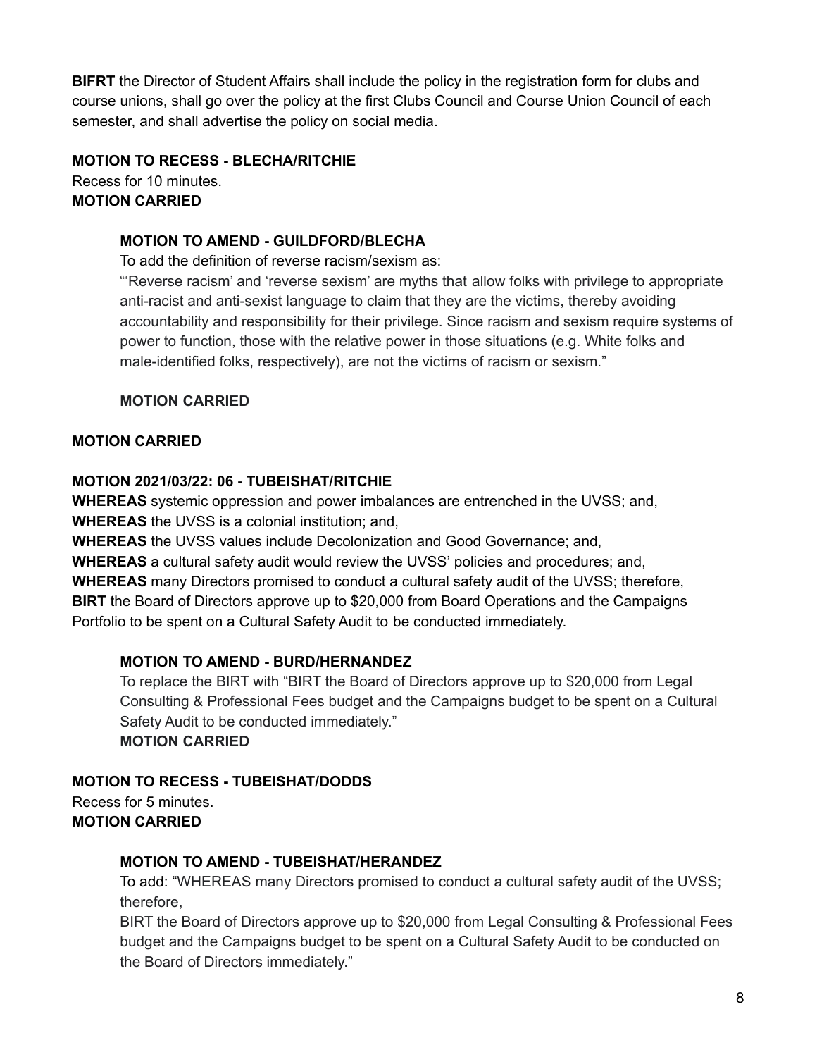**BIFRT** the Director of Student Affairs shall include the policy in the registration form for clubs and course unions, shall go over the policy at the first Clubs Council and Course Union Council of each semester, and shall advertise the policy on social media.

**MOTION TO RECESS - BLECHA/RITCHIE**
Recess for 10 minutes.
**MOTION CARRIED**

> **MOTION TO AMEND - GUILDFORD/BLECHA**
> To add the definition of reverse racism/sexism as:
> "'Reverse racism' and 'reverse sexism' are myths that allow folks with privilege to appropriate anti-racist and anti-sexist language to claim that they are the victims, thereby avoiding accountability and responsibility for their privilege. Since racism and sexism require systems of power to function, those with the relative power in those situations (e.g. White folks and male-identified folks, respectively), are not the victims of racism or sexism."
>
> **MOTION CARRIED**

**MOTION CARRIED**

**MOTION 2021/03/22: 06 - TUBEISHAT/RITCHIE**
**WHEREAS** systemic oppression and power imbalances are entrenched in the UVSS; and,
**WHEREAS** the UVSS is a colonial institution; and,
**WHEREAS** the UVSS values include Decolonization and Good Governance; and,
**WHEREAS** a cultural safety audit would review the UVSS' policies and procedures; and,
**WHEREAS** many Directors promised to conduct a cultural safety audit of the UVSS; therefore,
**BIRT** the Board of Directors approve up to $20,000 from Board Operations and the Campaigns Portfolio to be spent on a Cultural Safety Audit to be conducted immediately.

> **MOTION TO AMEND - BURD/HERNANDEZ**
> To replace the BIRT with "BIRT the Board of Directors approve up to $20,000 from Legal Consulting & Professional Fees budget and the Campaigns budget to be spent on a Cultural Safety Audit to be conducted immediately."
> **MOTION CARRIED**

**MOTION TO RECESS - TUBEISHAT/DODDS**
Recess for 5 minutes.
**MOTION CARRIED**

> **MOTION TO AMEND - TUBEISHAT/HERANDEZ**
> To add: "WHEREAS many Directors promised to conduct a cultural safety audit of the UVSS; therefore,
> BIRT the Board of Directors approve up to $20,000 from Legal Consulting & Professional Fees budget and the Campaigns budget to be spent on a Cultural Safety Audit to be conducted on the Board of Directors immediately."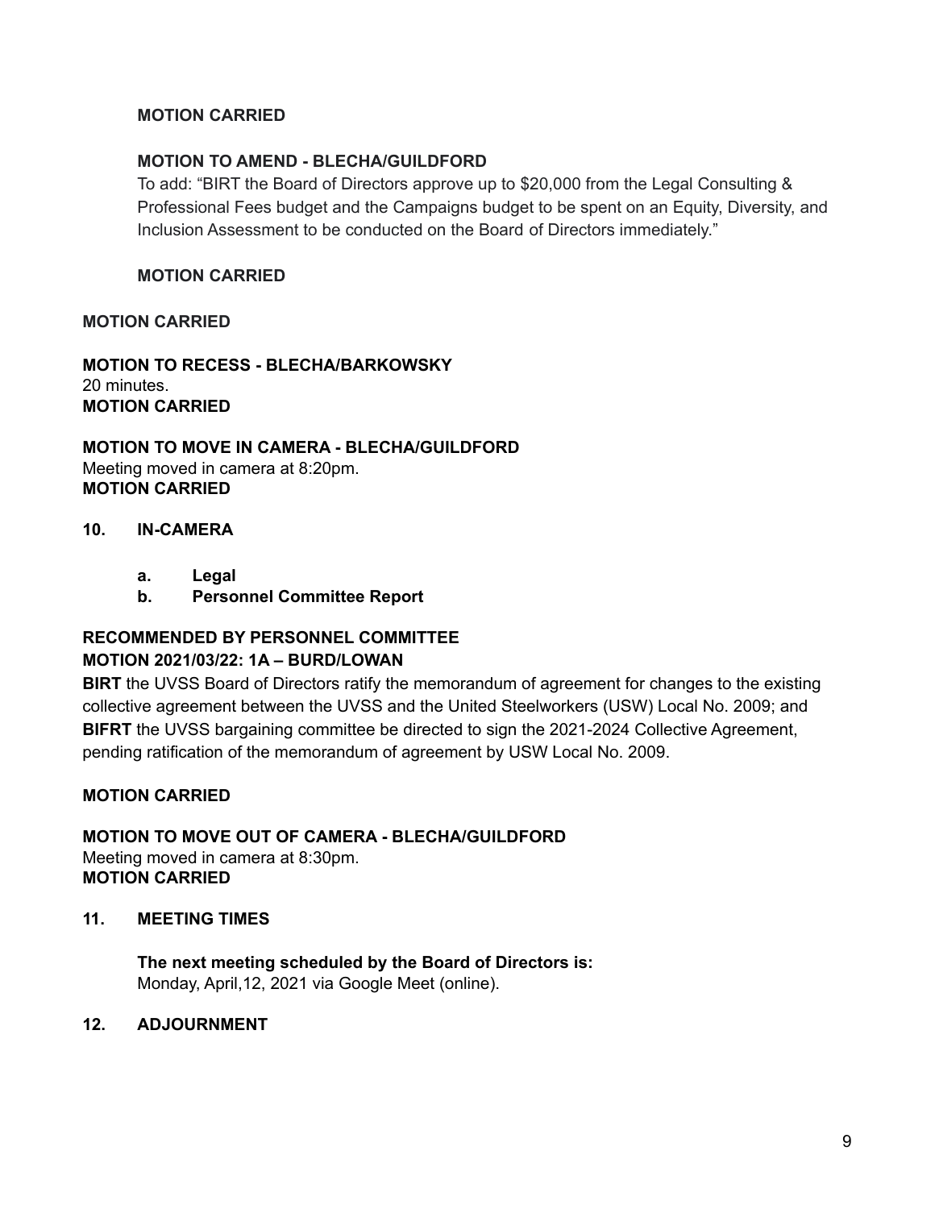**MOTION CARRIED**

**MOTION TO AMEND - BLECHA/GUILDFORD**

To add: "BIRT the Board of Directors approve up to $20,000 from the Legal Consulting & Professional Fees budget and the Campaigns budget to be spent on an Equity, Diversity, and Inclusion Assessment to be conducted on the Board of Directors immediately."

**MOTION CARRIED**

**MOTION CARRIED**

**MOTION TO RECESS - BLECHA/BARKOWSKY**
20 minutes.
**MOTION CARRIED**

**MOTION TO MOVE IN CAMERA - BLECHA/GUILDFORD**
Meeting moved in camera at 8:20pm.
**MOTION CARRIED**

## 10. IN-CAMERA

- **a. Legal**
- **b. Personnel Committee Report**

**RECOMMENDED BY PERSONNEL COMMITTEE**
**MOTION 2021/03/22: 1A – BURD/LOWAN**
**BIRT** the UVSS Board of Directors ratify the memorandum of agreement for changes to the existing collective agreement between the UVSS and the United Steelworkers (USW) Local No. 2009; and **BIFRT** the UVSS bargaining committee be directed to sign the 2021-2024 Collective Agreement, pending ratification of the memorandum of agreement by USW Local No. 2009.

**MOTION CARRIED**

**MOTION TO MOVE OUT OF CAMERA - BLECHA/GUILDFORD**
Meeting moved in camera at 8:30pm.
**MOTION CARRIED**

## 11. MEETING TIMES

**The next meeting scheduled by the Board of Directors is:**
Monday, April,12, 2021 via Google Meet (online).

## 12. ADJOURNMENT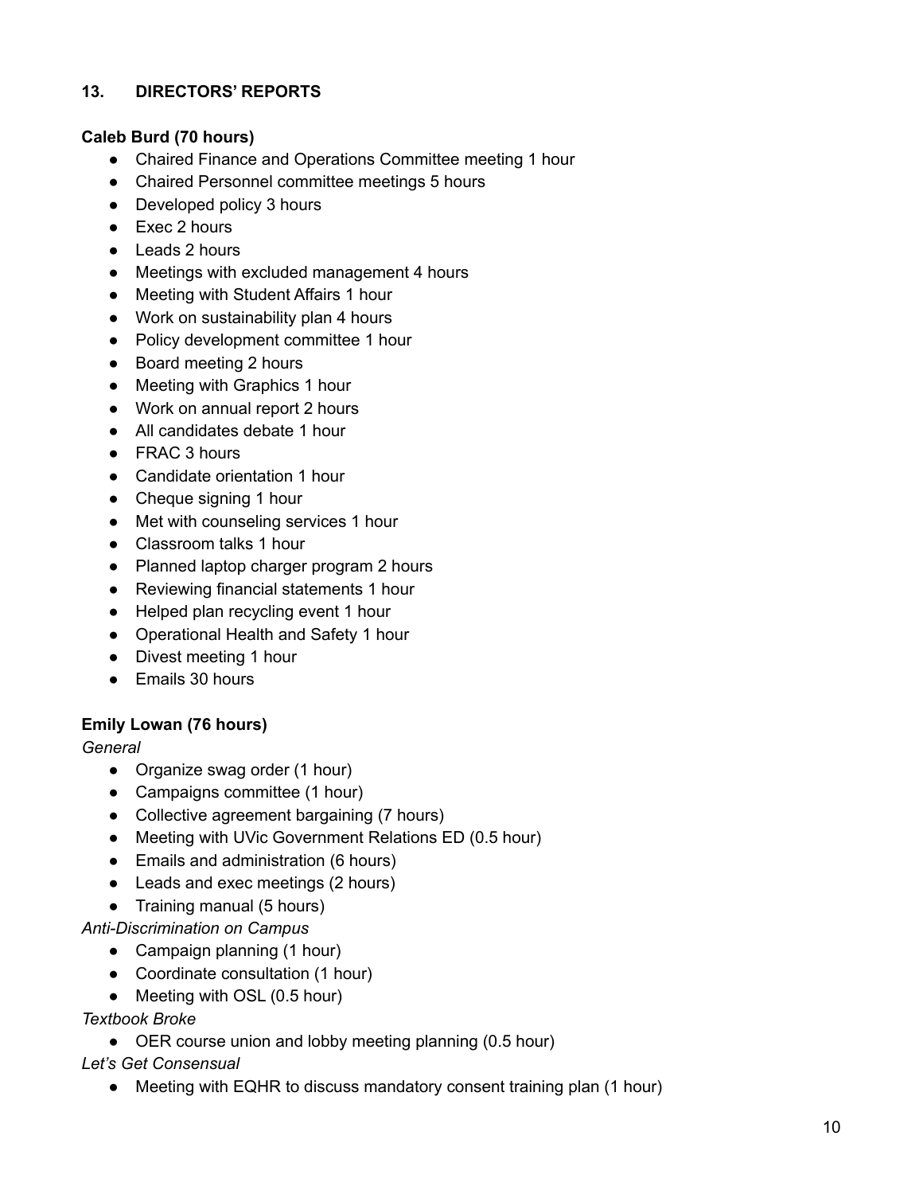## 13. DIRECTORS' REPORTS

**Caleb Burd (70 hours)**

- Chaired Finance and Operations Committee meeting 1 hour
- Chaired Personnel committee meetings 5 hours
- Developed policy 3 hours
- Exec 2 hours
- Leads 2 hours
- Meetings with excluded management 4 hours
- Meeting with Student Affairs 1 hour
- Work on sustainability plan 4 hours
- Policy development committee 1 hour
- Board meeting 2 hours
- Meeting with Graphics 1 hour
- Work on annual report 2 hours
- All candidates debate 1 hour
- FRAC 3 hours
- Candidate orientation 1 hour
- Cheque signing 1 hour
- Met with counseling services 1 hour
- Classroom talks 1 hour
- Planned laptop charger program 2 hours
- Reviewing financial statements 1 hour
- Helped plan recycling event 1 hour
- Operational Health and Safety 1 hour
- Divest meeting 1 hour
- Emails 30 hours

**Emily Lowan (76 hours)**

*General*

- Organize swag order (1 hour)
- Campaigns committee (1 hour)
- Collective agreement bargaining (7 hours)
- Meeting with UVic Government Relations ED (0.5 hour)
- Emails and administration (6 hours)
- Leads and exec meetings (2 hours)
- Training manual (5 hours)

*Anti-Discrimination on Campus*

- Campaign planning (1 hour)
- Coordinate consultation (1 hour)
- Meeting with OSL (0.5 hour)

*Textbook Broke*

- OER course union and lobby meeting planning (0.5 hour)

*Let's Get Consensual*

- Meeting with EQHR to discuss mandatory consent training plan (1 hour)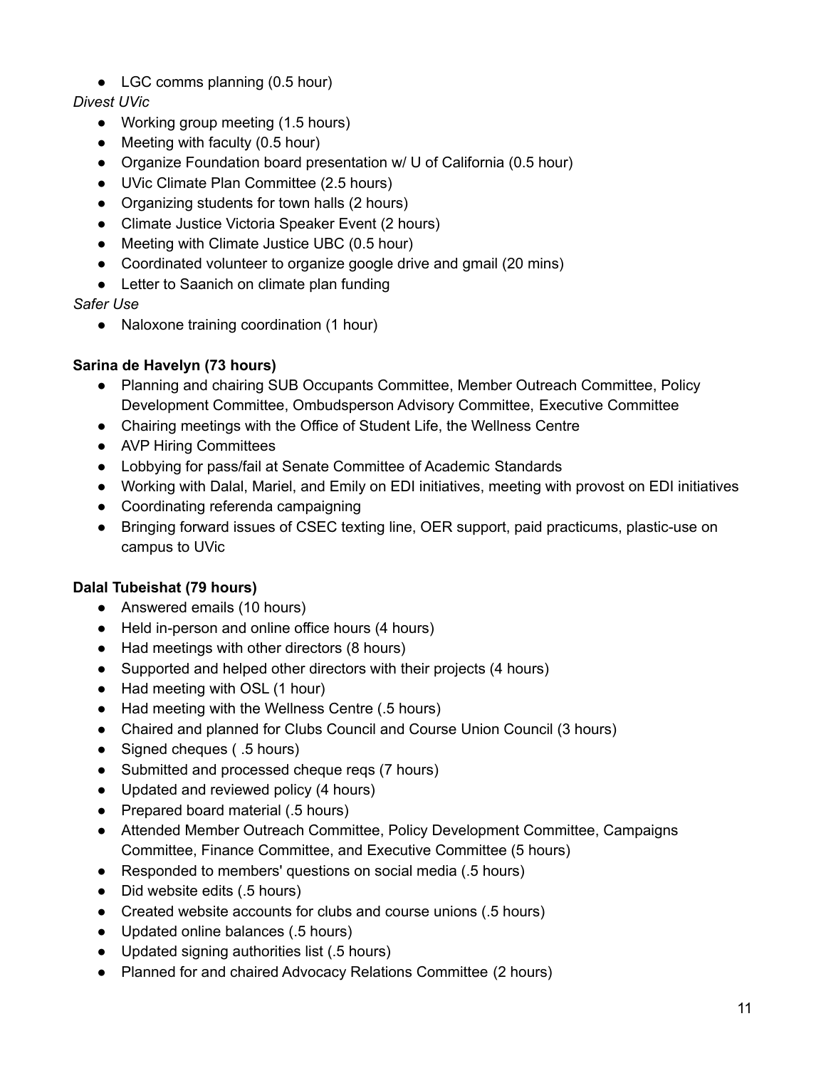- LGC comms planning (0.5 hour)

*Divest UVic*

- Working group meeting (1.5 hours)
- Meeting with faculty (0.5 hour)
- Organize Foundation board presentation w/ U of California (0.5 hour)
- UVic Climate Plan Committee (2.5 hours)
- Organizing students for town halls (2 hours)
- Climate Justice Victoria Speaker Event (2 hours)
- Meeting with Climate Justice UBC (0.5 hour)
- Coordinated volunteer to organize google drive and gmail (20 mins)
- Letter to Saanich on climate plan funding

*Safer Use*

- Naloxone training coordination (1 hour)

**Sarina de Havelyn (73 hours)**

- Planning and chairing SUB Occupants Committee, Member Outreach Committee, Policy Development Committee, Ombudsperson Advisory Committee, Executive Committee
- Chairing meetings with the Office of Student Life, the Wellness Centre
- AVP Hiring Committees
- Lobbying for pass/fail at Senate Committee of Academic Standards
- Working with Dalal, Mariel, and Emily on EDI initiatives, meeting with provost on EDI initiatives
- Coordinating referenda campaigning
- Bringing forward issues of CSEC texting line, OER support, paid practicums, plastic-use on campus to UVic

**Dalal Tubeishat (79 hours)**

- Answered emails (10 hours)
- Held in-person and online office hours (4 hours)
- Had meetings with other directors (8 hours)
- Supported and helped other directors with their projects (4 hours)
- Had meeting with OSL (1 hour)
- Had meeting with the Wellness Centre (.5 hours)
- Chaired and planned for Clubs Council and Course Union Council (3 hours)
- Signed cheques ( .5 hours)
- Submitted and processed cheque reqs (7 hours)
- Updated and reviewed policy (4 hours)
- Prepared board material (.5 hours)
- Attended Member Outreach Committee, Policy Development Committee, Campaigns Committee, Finance Committee, and Executive Committee (5 hours)
- Responded to members' questions on social media (.5 hours)
- Did website edits (.5 hours)
- Created website accounts for clubs and course unions (.5 hours)
- Updated online balances (.5 hours)
- Updated signing authorities list (.5 hours)
- Planned for and chaired Advocacy Relations Committee (2 hours)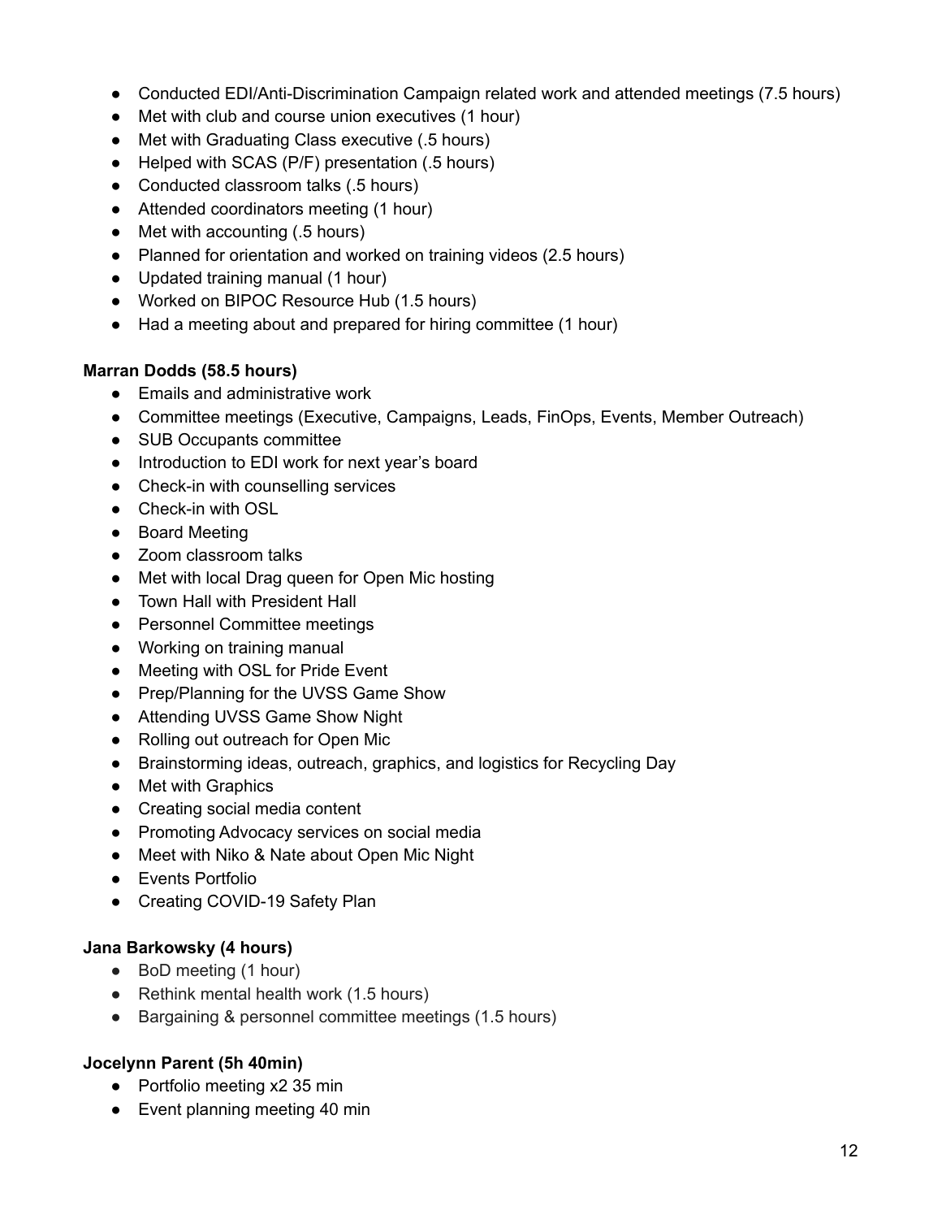- Conducted EDI/Anti-Discrimination Campaign related work and attended meetings (7.5 hours)
- Met with club and course union executives (1 hour)
- Met with Graduating Class executive (.5 hours)
- Helped with SCAS (P/F) presentation (.5 hours)
- Conducted classroom talks (.5 hours)
- Attended coordinators meeting (1 hour)
- Met with accounting (.5 hours)
- Planned for orientation and worked on training videos (2.5 hours)
- Updated training manual (1 hour)
- Worked on BIPOC Resource Hub (1.5 hours)
- Had a meeting about and prepared for hiring committee (1 hour)

**Marran Dodds (58.5 hours)**

- Emails and administrative work
- Committee meetings (Executive, Campaigns, Leads, FinOps, Events, Member Outreach)
- SUB Occupants committee
- Introduction to EDI work for next year's board
- Check-in with counselling services
- Check-in with OSL
- Board Meeting
- Zoom classroom talks
- Met with local Drag queen for Open Mic hosting
- Town Hall with President Hall
- Personnel Committee meetings
- Working on training manual
- Meeting with OSL for Pride Event
- Prep/Planning for the UVSS Game Show
- Attending UVSS Game Show Night
- Rolling out outreach for Open Mic
- Brainstorming ideas, outreach, graphics, and logistics for Recycling Day
- Met with Graphics
- Creating social media content
- Promoting Advocacy services on social media
- Meet with Niko & Nate about Open Mic Night
- Events Portfolio
- Creating COVID-19 Safety Plan

**Jana Barkowsky (4 hours)**

- BoD meeting (1 hour)
- Rethink mental health work (1.5 hours)
- Bargaining & personnel committee meetings (1.5 hours)

**Jocelynn Parent (5h 40min)**

- Portfolio meeting x2 35 min
- Event planning meeting 40 min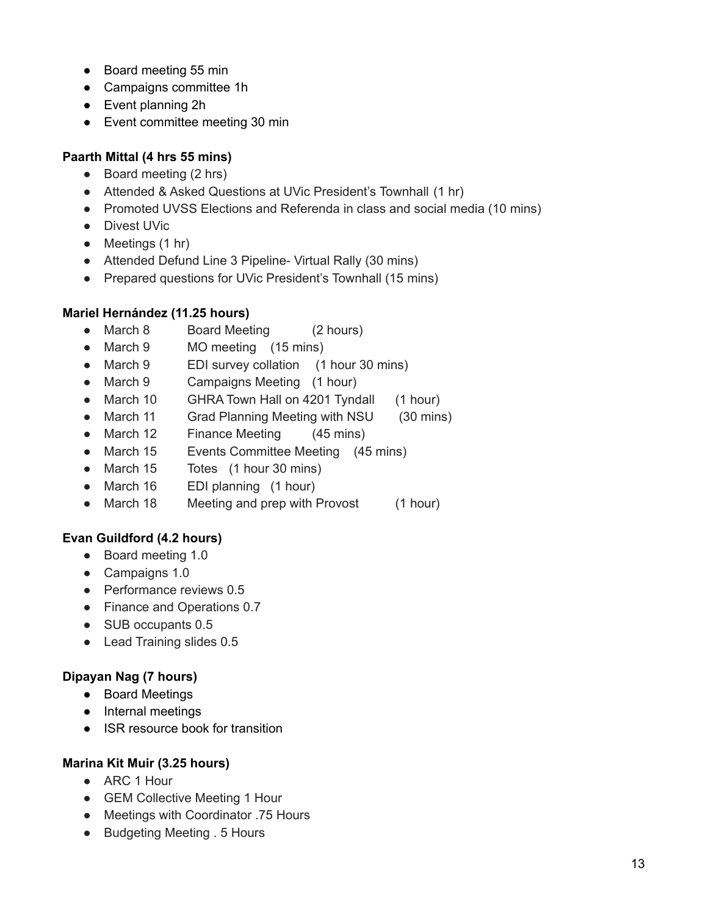- Board meeting 55 min
- Campaigns committee 1h
- Event planning 2h
- Event committee meeting 30 min

**Paarth Mittal (4 hrs 55 mins)**

- Board meeting (2 hrs)
- Attended & Asked Questions at UVic President's Townhall (1 hr)
- Promoted UVSS Elections and Referenda in class and social media (10 mins)
- Divest UVic
- Meetings (1 hr)
- Attended Defund Line 3 Pipeline- Virtual Rally (30 mins)
- Prepared questions for UVic President's Townhall (15 mins)

**Mariel Hernández (11.25 hours)**

- March 8 Board Meeting (2 hours)
- March 9 MO meeting (15 mins)
- March 9 EDI survey collation (1 hour 30 mins)
- March 9 Campaigns Meeting (1 hour)
- March 10 GHRA Town Hall on 4201 Tyndall (1 hour)
- March 11 Grad Planning Meeting with NSU (30 mins)
- March 12 Finance Meeting (45 mins)
- March 15 Events Committee Meeting (45 mins)
- March 15 Totes (1 hour 30 mins)
- March 16 EDI planning (1 hour)
- March 18 Meeting and prep with Provost (1 hour)

**Evan Guildford (4.2 hours)**

- Board meeting 1.0
- Campaigns 1.0
- Performance reviews 0.5
- Finance and Operations 0.7
- SUB occupants 0.5
- Lead Training slides 0.5

**Dipayan Nag (7 hours)**

- Board Meetings
- Internal meetings
- ISR resource book for transition

**Marina Kit Muir (3.25 hours)**

- ARC 1 Hour
- GEM Collective Meeting 1 Hour
- Meetings with Coordinator .75 Hours
- Budgeting Meeting . 5 Hours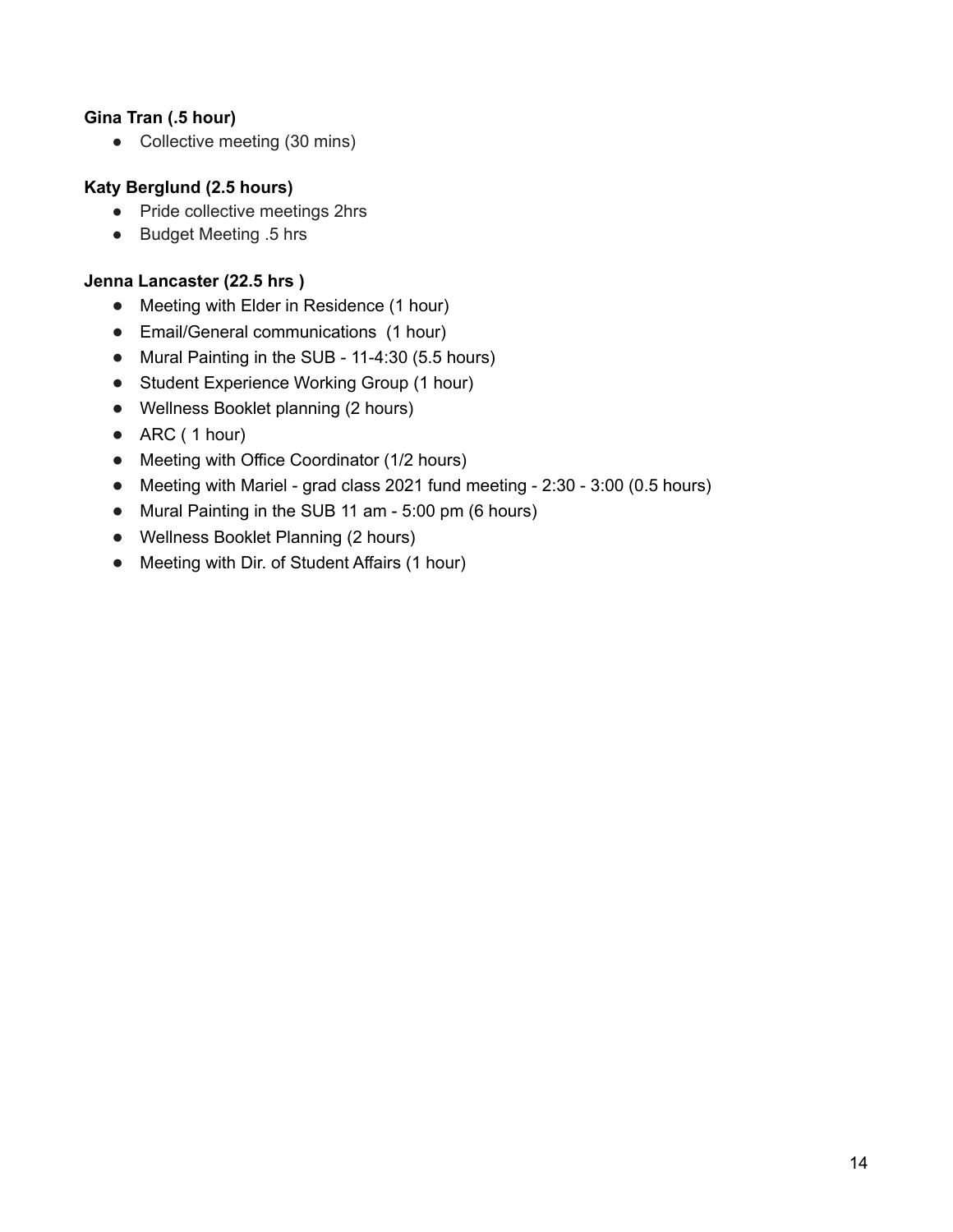**Gina Tran (.5 hour)**

- Collective meeting (30 mins)

**Katy Berglund (2.5 hours)**

- Pride collective meetings 2hrs
- Budget Meeting .5 hrs

**Jenna Lancaster (22.5 hrs )**

- Meeting with Elder in Residence (1 hour)
- Email/General communications (1 hour)
- Mural Painting in the SUB - 11-4:30 (5.5 hours)
- Student Experience Working Group (1 hour)
- Wellness Booklet planning (2 hours)
- ARC ( 1 hour)
- Meeting with Office Coordinator (1/2 hours)
- Meeting with Mariel - grad class 2021 fund meeting - 2:30 - 3:00 (0.5 hours)
- Mural Painting in the SUB 11 am - 5:00 pm (6 hours)
- Wellness Booklet Planning (2 hours)
- Meeting with Dir. of Student Affairs (1 hour)